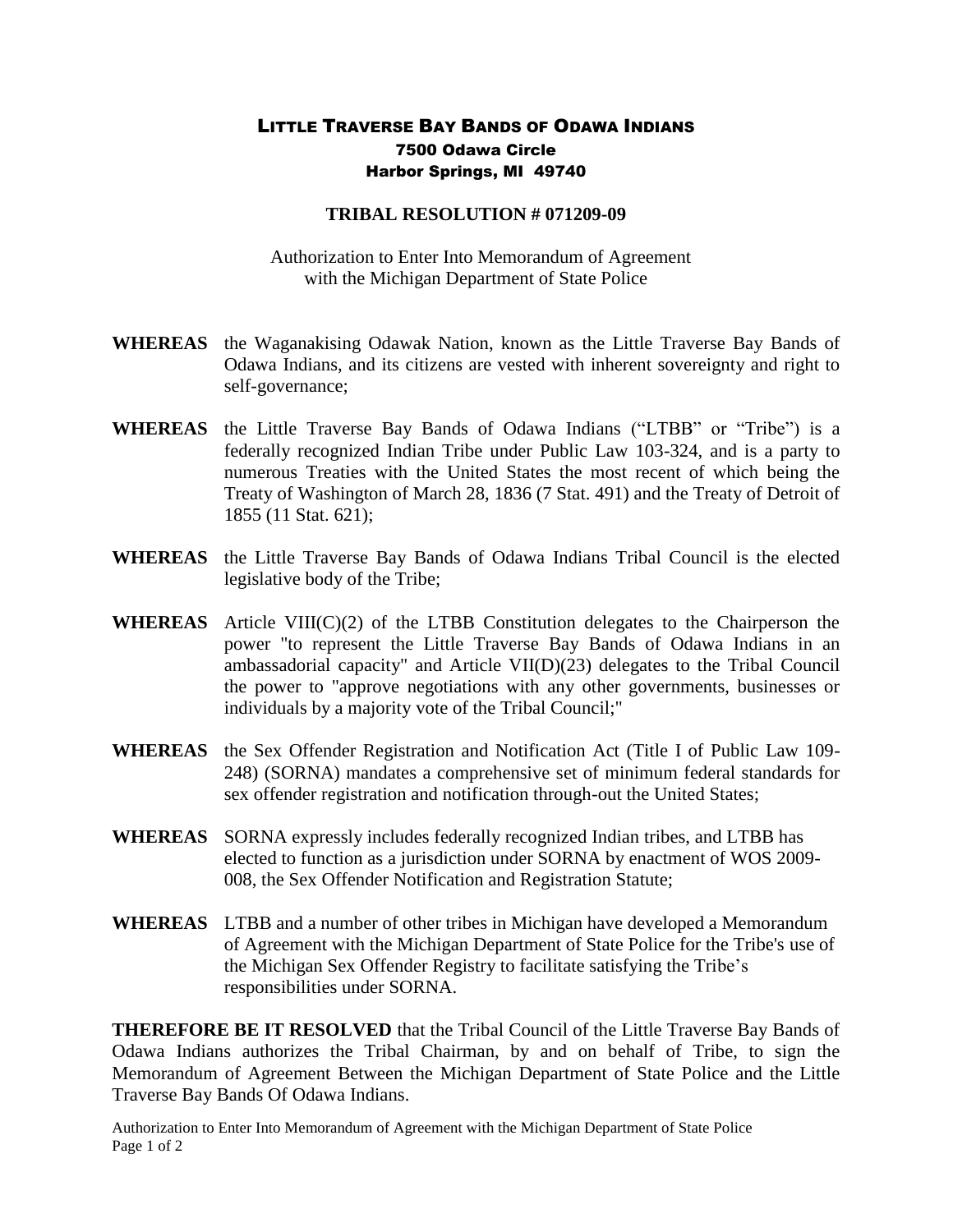# LITTLE TRAVERSE BAY BANDS OF ODAWA INDIANS

**7500 Odawa Circle**
**Harbor Springs, MI 49740**

## TRIBAL RESOLUTION # 071209-09

Authorization to Enter Into Memorandum of Agreement with the Michigan Department of State Police

**WHEREAS** the Waganakising Odawak Nation, known as the Little Traverse Bay Bands of Odawa Indians, and its citizens are vested with inherent sovereignty and right to self-governance;

**WHEREAS** the Little Traverse Bay Bands of Odawa Indians ("LTBB" or "Tribe") is a federally recognized Indian Tribe under Public Law 103-324, and is a party to numerous Treaties with the United States the most recent of which being the Treaty of Washington of March 28, 1836 (7 Stat. 491) and the Treaty of Detroit of 1855 (11 Stat. 621);

**WHEREAS** the Little Traverse Bay Bands of Odawa Indians Tribal Council is the elected legislative body of the Tribe;

**WHEREAS** Article VIII(C)(2) of the LTBB Constitution delegates to the Chairperson the power "to represent the Little Traverse Bay Bands of Odawa Indians in an ambassadorial capacity" and Article VII(D)(23) delegates to the Tribal Council the power to "approve negotiations with any other governments, businesses or individuals by a majority vote of the Tribal Council;"

**WHEREAS** the Sex Offender Registration and Notification Act (Title I of Public Law 109-248) (SORNA) mandates a comprehensive set of minimum federal standards for sex offender registration and notification through-out the United States;

**WHEREAS** SORNA expressly includes federally recognized Indian tribes, and LTBB has elected to function as a jurisdiction under SORNA by enactment of WOS 2009-008, the Sex Offender Notification and Registration Statute;

**WHEREAS** LTBB and a number of other tribes in Michigan have developed a Memorandum of Agreement with the Michigan Department of State Police for the Tribe's use of the Michigan Sex Offender Registry to facilitate satisfying the Tribe's responsibilities under SORNA.

**THEREFORE BE IT RESOLVED** that the Tribal Council of the Little Traverse Bay Bands of Odawa Indians authorizes the Tribal Chairman, by and on behalf of Tribe, to sign the Memorandum of Agreement Between the Michigan Department of State Police and the Little Traverse Bay Bands Of Odawa Indians.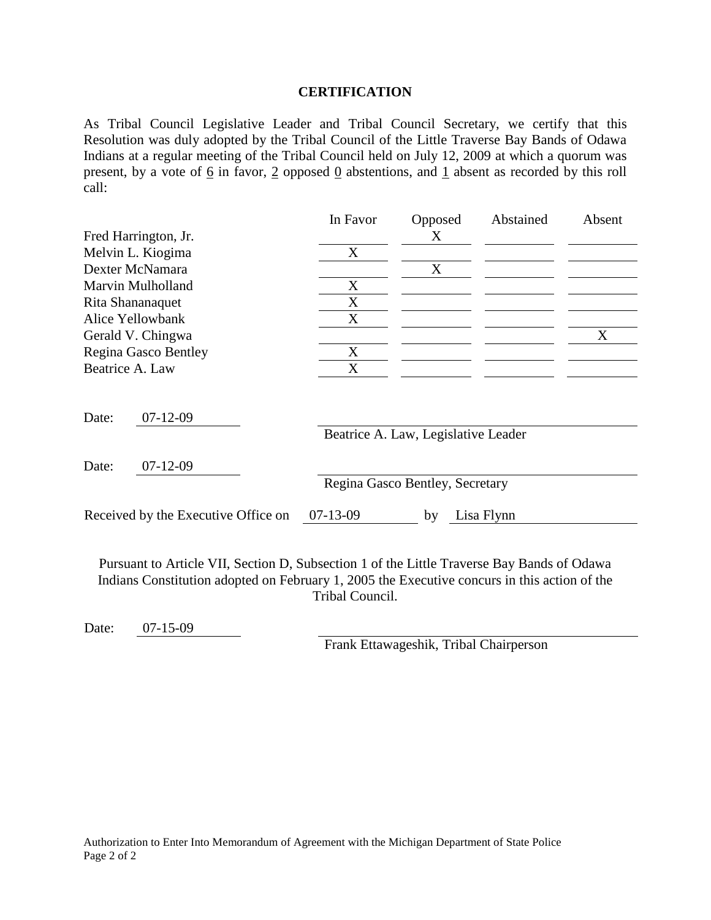## CERTIFICATION

As Tribal Council Legislative Leader and Tribal Council Secretary, we certify that this Resolution was duly adopted by the Tribal Council of the Little Traverse Bay Bands of Odawa Indians at a regular meeting of the Tribal Council held on July 12, 2009 at which a quorum was present, by a vote of 6 in favor, 2 opposed 0 abstentions, and 1 absent as recorded by this roll call:

| | In Favor | Opposed | Abstained | Absent |
|---|---|---|---|---|
| Fred Harrington, Jr. | | X | | |
| Melvin L. Kiogima | X | | | |
| Dexter McNamara | | X | | |
| Marvin Mulholland | X | | | |
| Rita Shananaquet | X | | | |
| Alice Yellowbank | X | | | |
| Gerald V. Chingwa | | | | X |
| Regina Gasco Bentley | X | | | |
| Beatrice A. Law | X | | | |

Date: 07-12-09

Beatrice A. Law, Legislative Leader

Date: 07-12-09

Regina Gasco Bentley, Secretary

Received by the Executive Office on 07-13-09 by Lisa Flynn

Pursuant to Article VII, Section D, Subsection 1 of the Little Traverse Bay Bands of Odawa Indians Constitution adopted on February 1, 2005 the Executive concurs in this action of the Tribal Council.

Date: 07-15-09

Frank Ettawageshik, Tribal Chairperson

Authorization to Enter Into Memorandum of Agreement with the Michigan Department of State Police